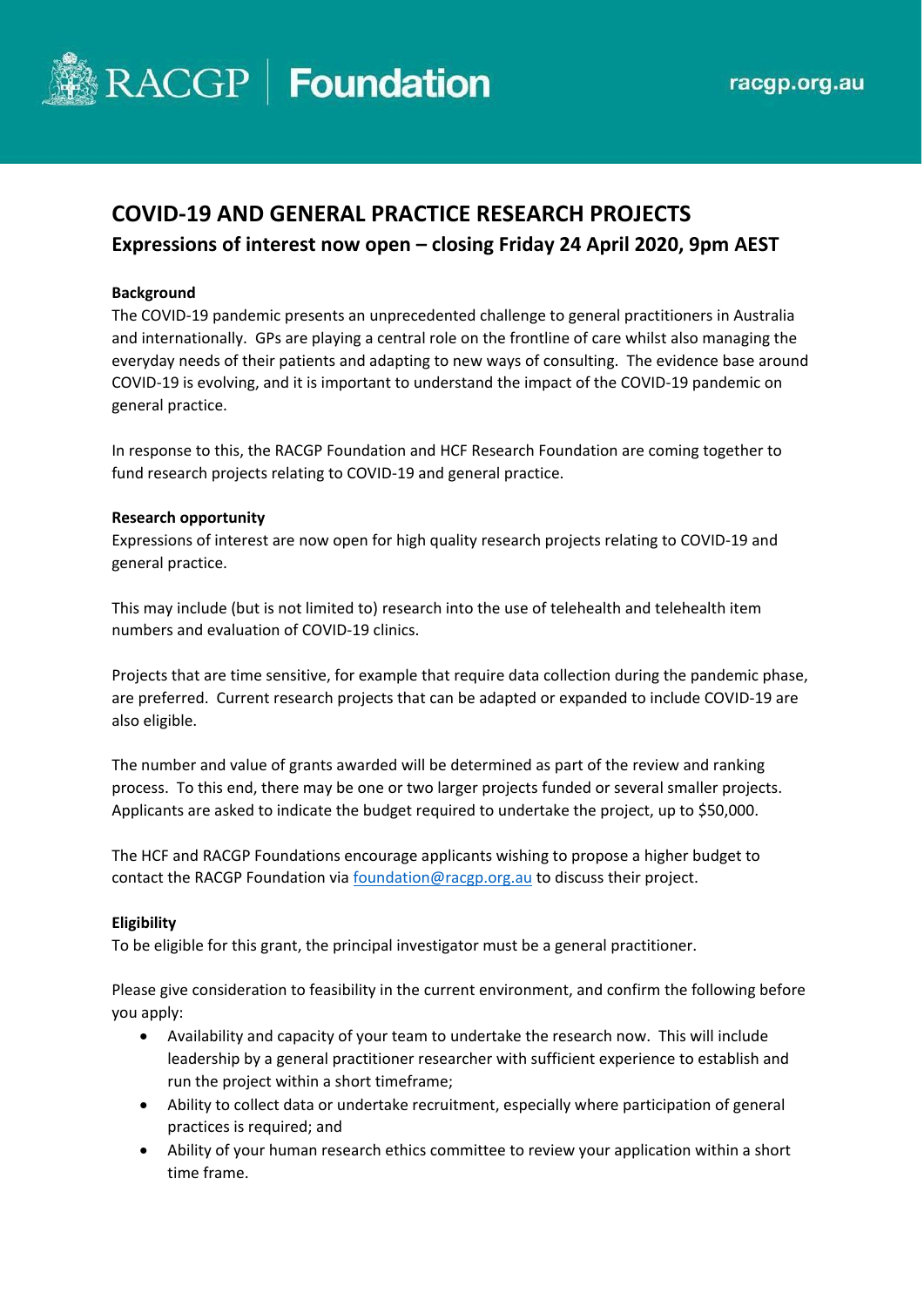# COVID-19 AND GENERAL PRACTICE RESEARCH PROJECTS

## Expressions of interest now open – closing Friday 24 April 2020, 9pm AEST

**Background**

The COVID-19 pandemic presents an unprecedented challenge to general practitioners in Australia and internationally. GPs are playing a central role on the frontline of care whilst also managing the everyday needs of their patients and adapting to new ways of consulting. The evidence base around COVID-19 is evolving, and it is important to understand the impact of the COVID-19 pandemic on general practice.

In response to this, the RACGP Foundation and HCF Research Foundation are coming together to fund research projects relating to COVID-19 and general practice.

**Research opportunity**

Expressions of interest are now open for high quality research projects relating to COVID-19 and general practice.

This may include (but is not limited to) research into the use of telehealth and telehealth item numbers and evaluation of COVID-19 clinics.

Projects that are time sensitive, for example that require data collection during the pandemic phase, are preferred. Current research projects that can be adapted or expanded to include COVID-19 are also eligible.

The number and value of grants awarded will be determined as part of the review and ranking process. To this end, there may be one or two larger projects funded or several smaller projects. Applicants are asked to indicate the budget required to undertake the project, up to $50,000.

The HCF and RACGP Foundations encourage applicants wishing to propose a higher budget to contact the RACGP Foundation via foundation@racgp.org.au to discuss their project.

**Eligibility**

To be eligible for this grant, the principal investigator must be a general practitioner.

Please give consideration to feasibility in the current environment, and confirm the following before you apply:

- Availability and capacity of your team to undertake the research now. This will include leadership by a general practitioner researcher with sufficient experience to establish and run the project within a short timeframe;
- Ability to collect data or undertake recruitment, especially where participation of general practices is required; and
- Ability of your human research ethics committee to review your application within a short time frame.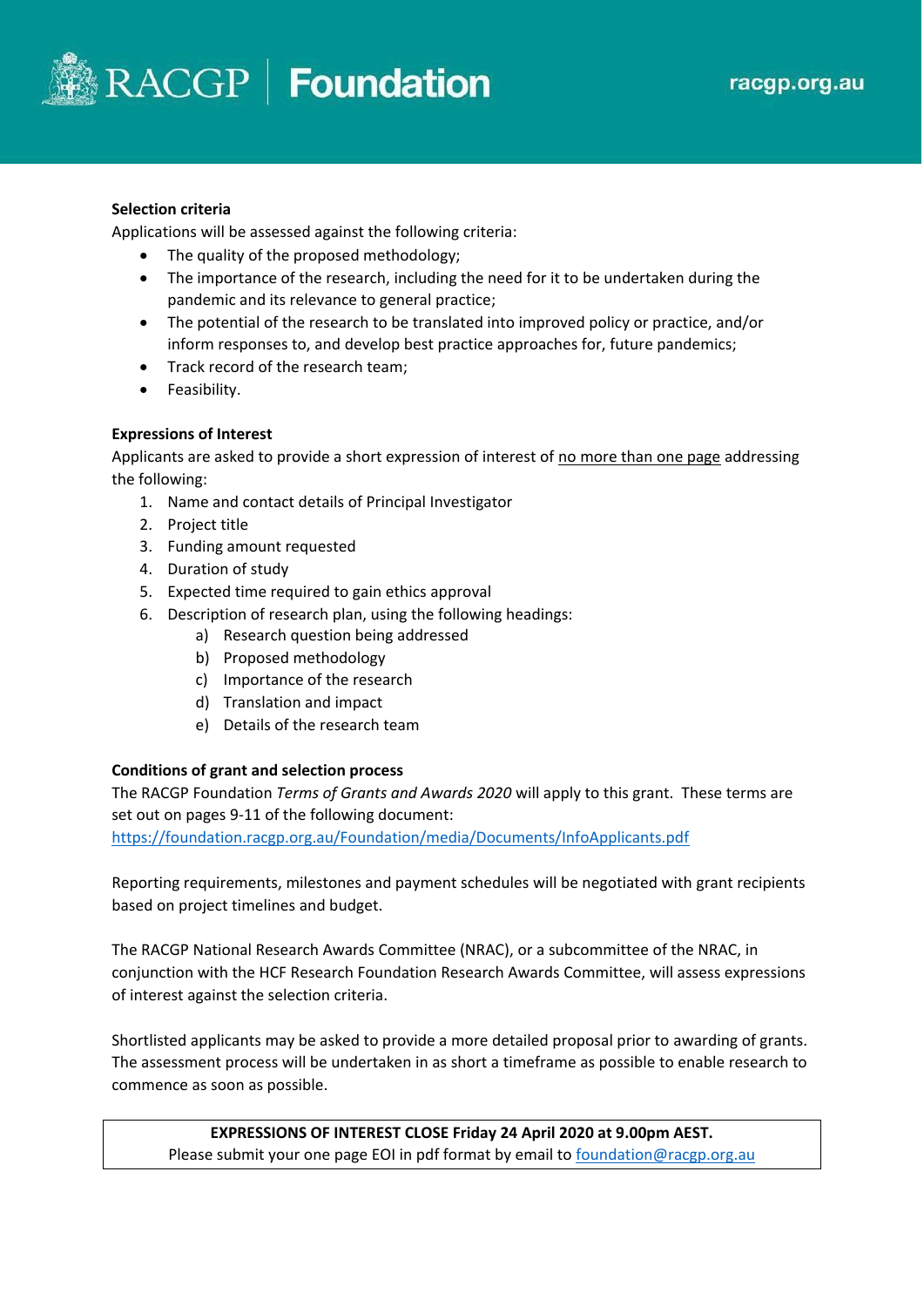**Selection criteria**

Applications will be assessed against the following criteria:

- The quality of the proposed methodology;
- The importance of the research, including the need for it to be undertaken during the pandemic and its relevance to general practice;
- The potential of the research to be translated into improved policy or practice, and/or inform responses to, and develop best practice approaches for, future pandemics;
- Track record of the research team;
- Feasibility.

**Expressions of Interest**

Applicants are asked to provide a short expression of interest of no more than one page addressing the following:

1. Name and contact details of Principal Investigator
2. Project title
3. Funding amount requested
4. Duration of study
5. Expected time required to gain ethics approval
6. Description of research plan, using the following headings:
   a) Research question being addressed
   b) Proposed methodology
   c) Importance of the research
   d) Translation and impact
   e) Details of the research team

**Conditions of grant and selection process**

The RACGP Foundation *Terms of Grants and Awards 2020* will apply to this grant. These terms are set out on pages 9-11 of the following document: https://foundation.racgp.org.au/Foundation/media/Documents/InfoApplicants.pdf

Reporting requirements, milestones and payment schedules will be negotiated with grant recipients based on project timelines and budget.

The RACGP National Research Awards Committee (NRAC), or a subcommittee of the NRAC, in conjunction with the HCF Research Foundation Research Awards Committee, will assess expressions of interest against the selection criteria.

Shortlisted applicants may be asked to provide a more detailed proposal prior to awarding of grants. The assessment process will be undertaken in as short a timeframe as possible to enable research to commence as soon as possible.

**EXPRESSIONS OF INTEREST CLOSE Friday 24 April 2020 at 9.00pm AEST.**
Please submit your one page EOI in pdf format by email to foundation@racgp.org.au